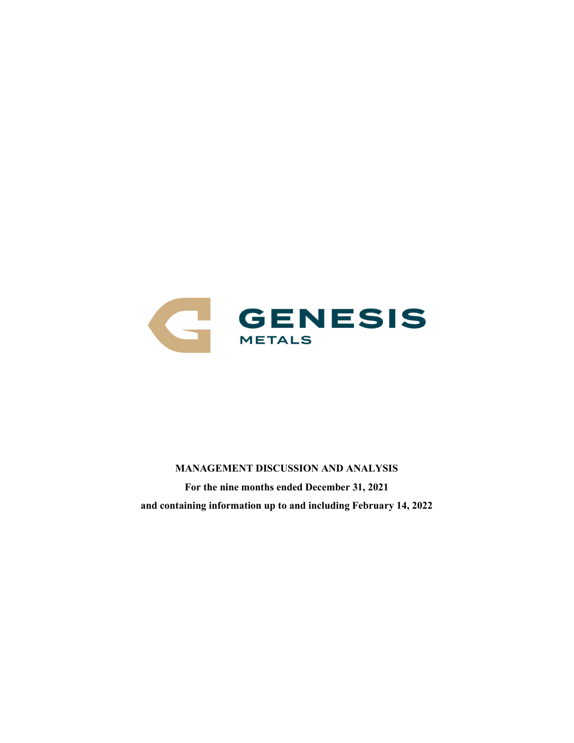GENESIS

METALS

**MANAGEMENT DISCUSSION AND ANALYSIS**

**For the nine months ended December 31, 2021**

**and containing information up to and including February 14, 2022**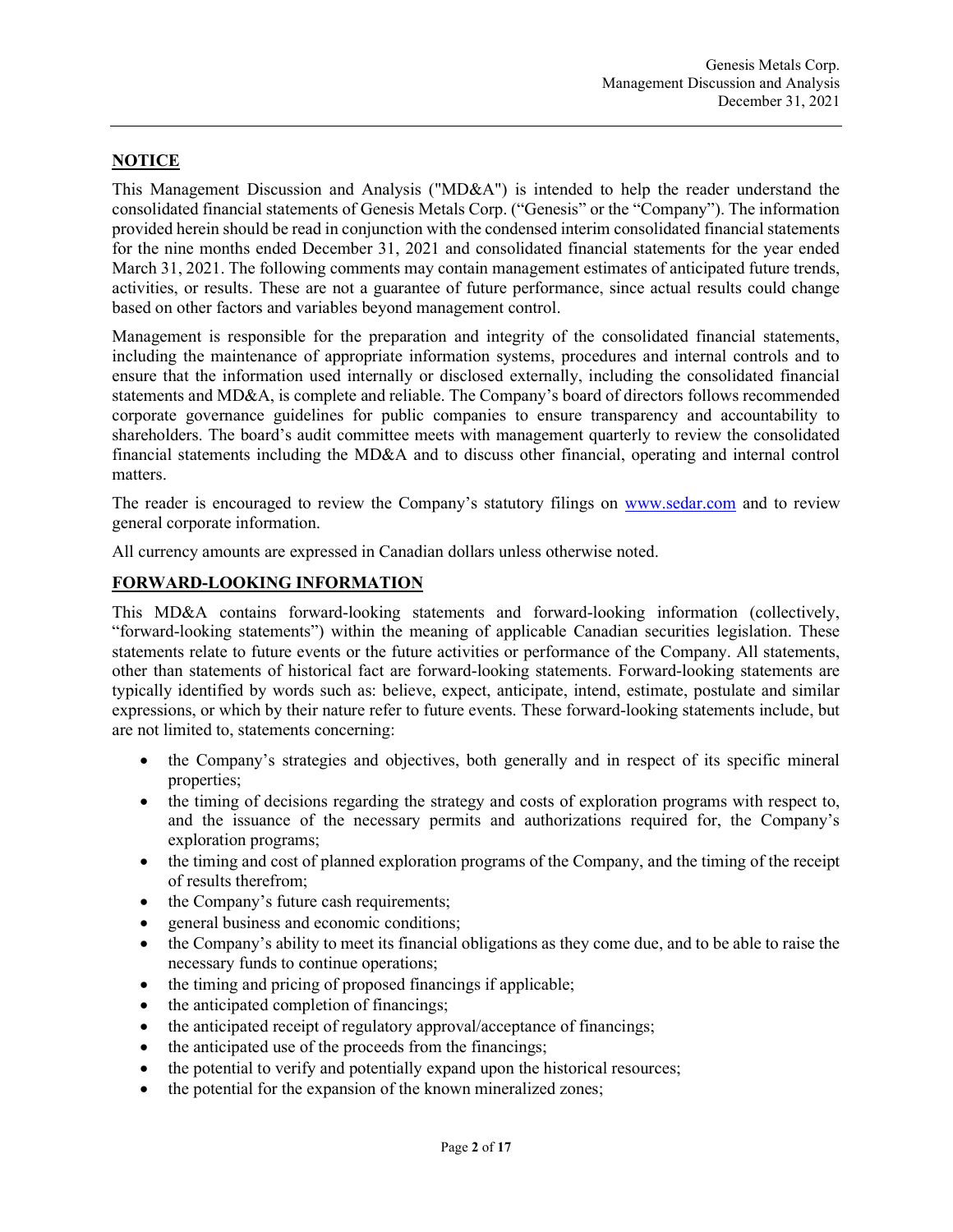## NOTICE

This Management Discussion and Analysis ("MD&A") is intended to help the reader understand the consolidated financial statements of Genesis Metals Corp. ("Genesis" or the "Company"). The information provided herein should be read in conjunction with the condensed interim consolidated financial statements for the nine months ended December 31, 2021 and consolidated financial statements for the year ended March 31, 2021. The following comments may contain management estimates of anticipated future trends, activities, or results. These are not a guarantee of future performance, since actual results could change based on other factors and variables beyond management control.

Management is responsible for the preparation and integrity of the consolidated financial statements, including the maintenance of appropriate information systems, procedures and internal controls and to ensure that the information used internally or disclosed externally, including the consolidated financial statements and MD&A, is complete and reliable. The Company's board of directors follows recommended corporate governance guidelines for public companies to ensure transparency and accountability to shareholders. The board's audit committee meets with management quarterly to review the consolidated financial statements including the MD&A and to discuss other financial, operating and internal control matters.

The reader is encouraged to review the Company's statutory filings on [www.sedar.com](http://www.sedar.com) and to review general corporate information.

All currency amounts are expressed in Canadian dollars unless otherwise noted.

## FORWARD-LOOKING INFORMATION

This MD&A contains forward-looking statements and forward-looking information (collectively, "forward-looking statements") within the meaning of applicable Canadian securities legislation. These statements relate to future events or the future activities or performance of the Company. All statements, other than statements of historical fact are forward-looking statements. Forward-looking statements are typically identified by words such as: believe, expect, anticipate, intend, estimate, postulate and similar expressions, or which by their nature refer to future events. These forward-looking statements include, but are not limited to, statements concerning:

- the Company's strategies and objectives, both generally and in respect of its specific mineral properties;
- the timing of decisions regarding the strategy and costs of exploration programs with respect to, and the issuance of the necessary permits and authorizations required for, the Company's exploration programs;
- the timing and cost of planned exploration programs of the Company, and the timing of the receipt of results therefrom;
- the Company's future cash requirements;
- general business and economic conditions;
- the Company's ability to meet its financial obligations as they come due, and to be able to raise the necessary funds to continue operations;
- the timing and pricing of proposed financings if applicable;
- the anticipated completion of financings;
- the anticipated receipt of regulatory approval/acceptance of financings;
- the anticipated use of the proceeds from the financings;
- the potential to verify and potentially expand upon the historical resources;
- the potential for the expansion of the known mineralized zones;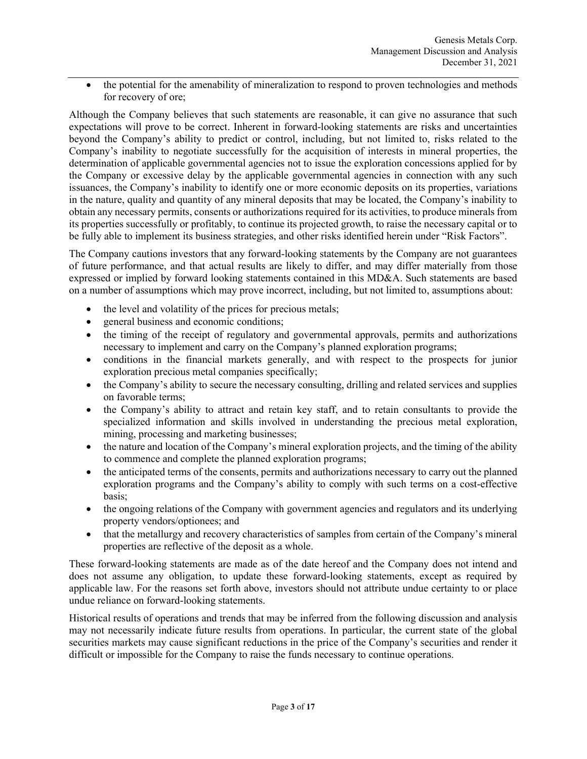- the potential for the amenability of mineralization to respond to proven technologies and methods for recovery of ore;

Although the Company believes that such statements are reasonable, it can give no assurance that such expectations will prove to be correct. Inherent in forward-looking statements are risks and uncertainties beyond the Company's ability to predict or control, including, but not limited to, risks related to the Company's inability to negotiate successfully for the acquisition of interests in mineral properties, the determination of applicable governmental agencies not to issue the exploration concessions applied for by the Company or excessive delay by the applicable governmental agencies in connection with any such issuances, the Company's inability to identify one or more economic deposits on its properties, variations in the nature, quality and quantity of any mineral deposits that may be located, the Company's inability to obtain any necessary permits, consents or authorizations required for its activities, to produce minerals from its properties successfully or profitably, to continue its projected growth, to raise the necessary capital or to be fully able to implement its business strategies, and other risks identified herein under "Risk Factors".

The Company cautions investors that any forward-looking statements by the Company are not guarantees of future performance, and that actual results are likely to differ, and may differ materially from those expressed or implied by forward looking statements contained in this MD&A. Such statements are based on a number of assumptions which may prove incorrect, including, but not limited to, assumptions about:

- the level and volatility of the prices for precious metals;
- general business and economic conditions;
- the timing of the receipt of regulatory and governmental approvals, permits and authorizations necessary to implement and carry on the Company's planned exploration programs;
- conditions in the financial markets generally, and with respect to the prospects for junior exploration precious metal companies specifically;
- the Company's ability to secure the necessary consulting, drilling and related services and supplies on favorable terms;
- the Company's ability to attract and retain key staff, and to retain consultants to provide the specialized information and skills involved in understanding the precious metal exploration, mining, processing and marketing businesses;
- the nature and location of the Company's mineral exploration projects, and the timing of the ability to commence and complete the planned exploration programs;
- the anticipated terms of the consents, permits and authorizations necessary to carry out the planned exploration programs and the Company's ability to comply with such terms on a cost-effective basis;
- the ongoing relations of the Company with government agencies and regulators and its underlying property vendors/optionees; and
- that the metallurgy and recovery characteristics of samples from certain of the Company's mineral properties are reflective of the deposit as a whole.

These forward-looking statements are made as of the date hereof and the Company does not intend and does not assume any obligation, to update these forward-looking statements, except as required by applicable law. For the reasons set forth above, investors should not attribute undue certainty to or place undue reliance on forward-looking statements.

Historical results of operations and trends that may be inferred from the following discussion and analysis may not necessarily indicate future results from operations. In particular, the current state of the global securities markets may cause significant reductions in the price of the Company's securities and render it difficult or impossible for the Company to raise the funds necessary to continue operations.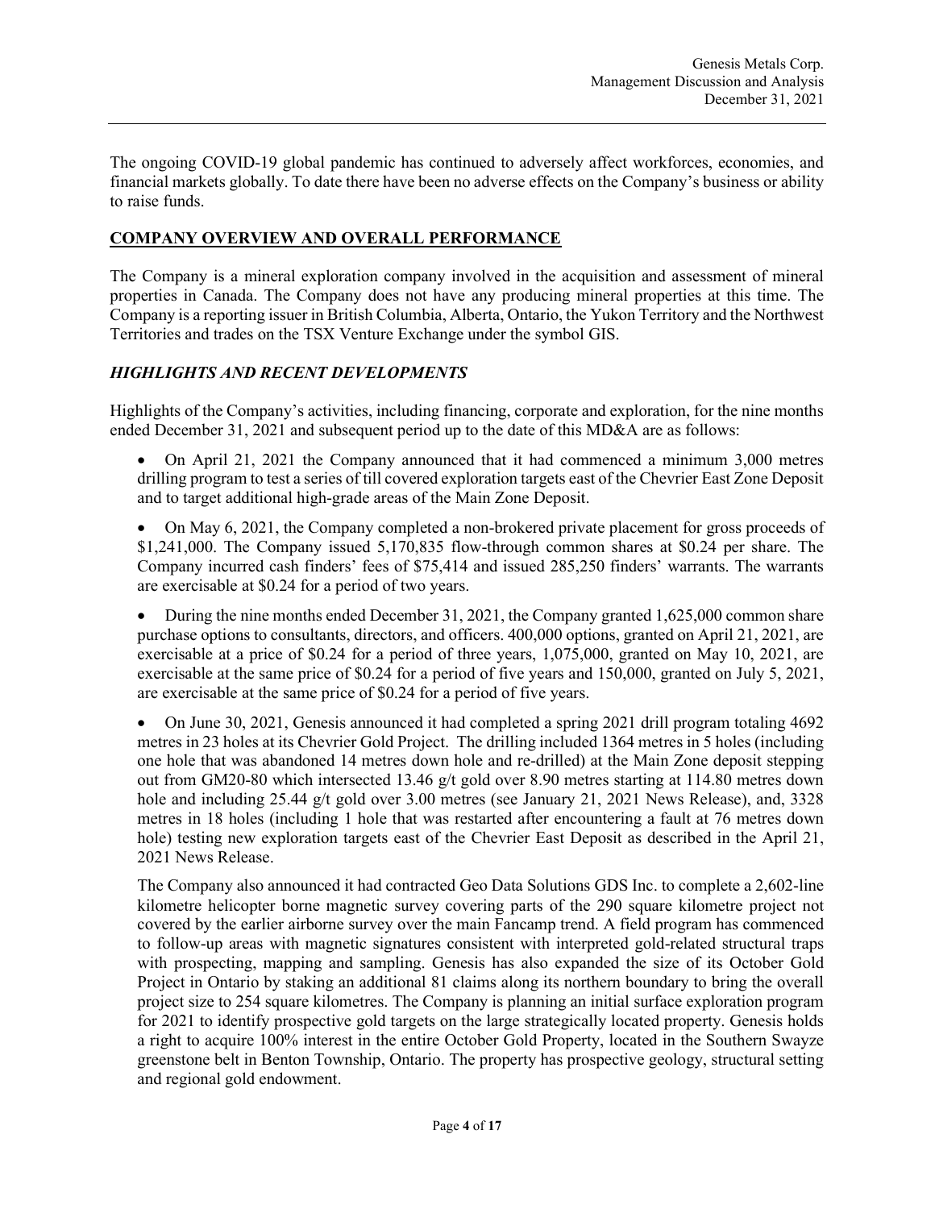The ongoing COVID-19 global pandemic has continued to adversely affect workforces, economies, and financial markets globally. To date there have been no adverse effects on the Company's business or ability to raise funds.

## COMPANY OVERVIEW AND OVERALL PERFORMANCE

The Company is a mineral exploration company involved in the acquisition and assessment of mineral properties in Canada. The Company does not have any producing mineral properties at this time. The Company is a reporting issuer in British Columbia, Alberta, Ontario, the Yukon Territory and the Northwest Territories and trades on the TSX Venture Exchange under the symbol GIS.

### *HIGHLIGHTS AND RECENT DEVELOPMENTS*

Highlights of the Company's activities, including financing, corporate and exploration, for the nine months ended December 31, 2021 and subsequent period up to the date of this MD&A are as follows:

- On April 21, 2021 the Company announced that it had commenced a minimum 3,000 metres drilling program to test a series of till covered exploration targets east of the Chevrier East Zone Deposit and to target additional high-grade areas of the Main Zone Deposit.
- On May 6, 2021, the Company completed a non-brokered private placement for gross proceeds of $1,241,000. The Company issued 5,170,835 flow-through common shares at $0.24 per share. The Company incurred cash finders' fees of $75,414 and issued 285,250 finders' warrants. The warrants are exercisable at $0.24 for a period of two years.
- During the nine months ended December 31, 2021, the Company granted 1,625,000 common share purchase options to consultants, directors, and officers. 400,000 options, granted on April 21, 2021, are exercisable at a price of $0.24 for a period of three years, 1,075,000, granted on May 10, 2021, are exercisable at the same price of $0.24 for a period of five years and 150,000, granted on July 5, 2021, are exercisable at the same price of $0.24 for a period of five years.
- On June 30, 2021, Genesis announced it had completed a spring 2021 drill program totaling 4692 metres in 23 holes at its Chevrier Gold Project. The drilling included 1364 metres in 5 holes (including one hole that was abandoned 14 metres down hole and re-drilled) at the Main Zone deposit stepping out from GM20-80 which intersected 13.46 g/t gold over 8.90 metres starting at 114.80 metres down hole and including 25.44 g/t gold over 3.00 metres (see January 21, 2021 News Release), and, 3328 metres in 18 holes (including 1 hole that was restarted after encountering a fault at 76 metres down hole) testing new exploration targets east of the Chevrier East Deposit as described in the April 21, 2021 News Release.

  The Company also announced it had contracted Geo Data Solutions GDS Inc. to complete a 2,602-line kilometre helicopter borne magnetic survey covering parts of the 290 square kilometre project not covered by the earlier airborne survey over the main Fancamp trend. A field program has commenced to follow-up areas with magnetic signatures consistent with interpreted gold-related structural traps with prospecting, mapping and sampling. Genesis has also expanded the size of its October Gold Project in Ontario by staking an additional 81 claims along its northern boundary to bring the overall project size to 254 square kilometres. The Company is planning an initial surface exploration program for 2021 to identify prospective gold targets on the large strategically located property. Genesis holds a right to acquire 100% interest in the entire October Gold Property, located in the Southern Swayze greenstone belt in Benton Township, Ontario. The property has prospective geology, structural setting and regional gold endowment.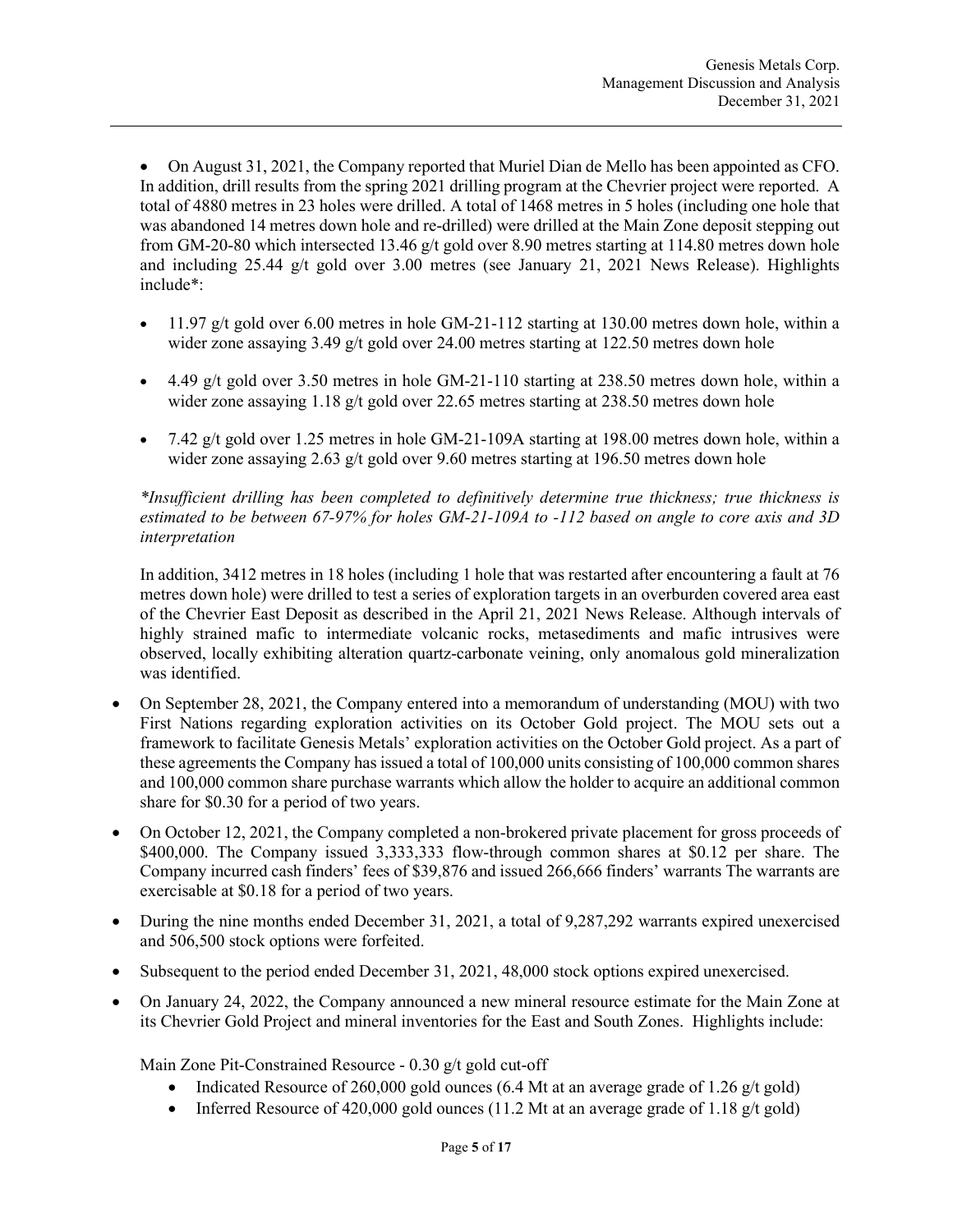- On August 31, 2021, the Company reported that Muriel Dian de Mello has been appointed as CFO. In addition, drill results from the spring 2021 drilling program at the Chevrier project were reported. A total of 4880 metres in 23 holes were drilled. A total of 1468 metres in 5 holes (including one hole that was abandoned 14 metres down hole and re-drilled) were drilled at the Main Zone deposit stepping out from GM-20-80 which intersected 13.46 g/t gold over 8.90 metres starting at 114.80 metres down hole and including 25.44 g/t gold over 3.00 metres (see January 21, 2021 News Release). Highlights include*:

  - 11.97 g/t gold over 6.00 metres in hole GM-21-112 starting at 130.00 metres down hole, within a wider zone assaying 3.49 g/t gold over 24.00 metres starting at 122.50 metres down hole
  - 4.49 g/t gold over 3.50 metres in hole GM-21-110 starting at 238.50 metres down hole, within a wider zone assaying 1.18 g/t gold over 22.65 metres starting at 238.50 metres down hole
  - 7.42 g/t gold over 1.25 metres in hole GM-21-109A starting at 198.00 metres down hole, within a wider zone assaying 2.63 g/t gold over 9.60 metres starting at 196.50 metres down hole

  *\*Insufficient drilling has been completed to definitively determine true thickness; true thickness is estimated to be between 67-97% for holes GM-21-109A to -112 based on angle to core axis and 3D interpretation*

  In addition, 3412 metres in 18 holes (including 1 hole that was restarted after encountering a fault at 76 metres down hole) were drilled to test a series of exploration targets in an overburden covered area east of the Chevrier East Deposit as described in the April 21, 2021 News Release. Although intervals of highly strained mafic to intermediate volcanic rocks, metasediments and mafic intrusives were observed, locally exhibiting alteration quartz-carbonate veining, only anomalous gold mineralization was identified.

- On September 28, 2021, the Company entered into a memorandum of understanding (MOU) with two First Nations regarding exploration activities on its October Gold project. The MOU sets out a framework to facilitate Genesis Metals' exploration activities on the October Gold project. As a part of these agreements the Company has issued a total of 100,000 units consisting of 100,000 common shares and 100,000 common share purchase warrants which allow the holder to acquire an additional common share for $0.30 for a period of two years.
- On October 12, 2021, the Company completed a non-brokered private placement for gross proceeds of $400,000. The Company issued 3,333,333 flow-through common shares at $0.12 per share. The Company incurred cash finders' fees of $39,876 and issued 266,666 finders' warrants The warrants are exercisable at $0.18 for a period of two years.
- During the nine months ended December 31, 2021, a total of 9,287,292 warrants expired unexercised and 506,500 stock options were forfeited.
- Subsequent to the period ended December 31, 2021, 48,000 stock options expired unexercised.
- On January 24, 2022, the Company announced a new mineral resource estimate for the Main Zone at its Chevrier Gold Project and mineral inventories for the East and South Zones. Highlights include:

  Main Zone Pit-Constrained Resource - 0.30 g/t gold cut-off

  - Indicated Resource of 260,000 gold ounces (6.4 Mt at an average grade of 1.26 g/t gold)
  - Inferred Resource of 420,000 gold ounces (11.2 Mt at an average grade of 1.18 g/t gold)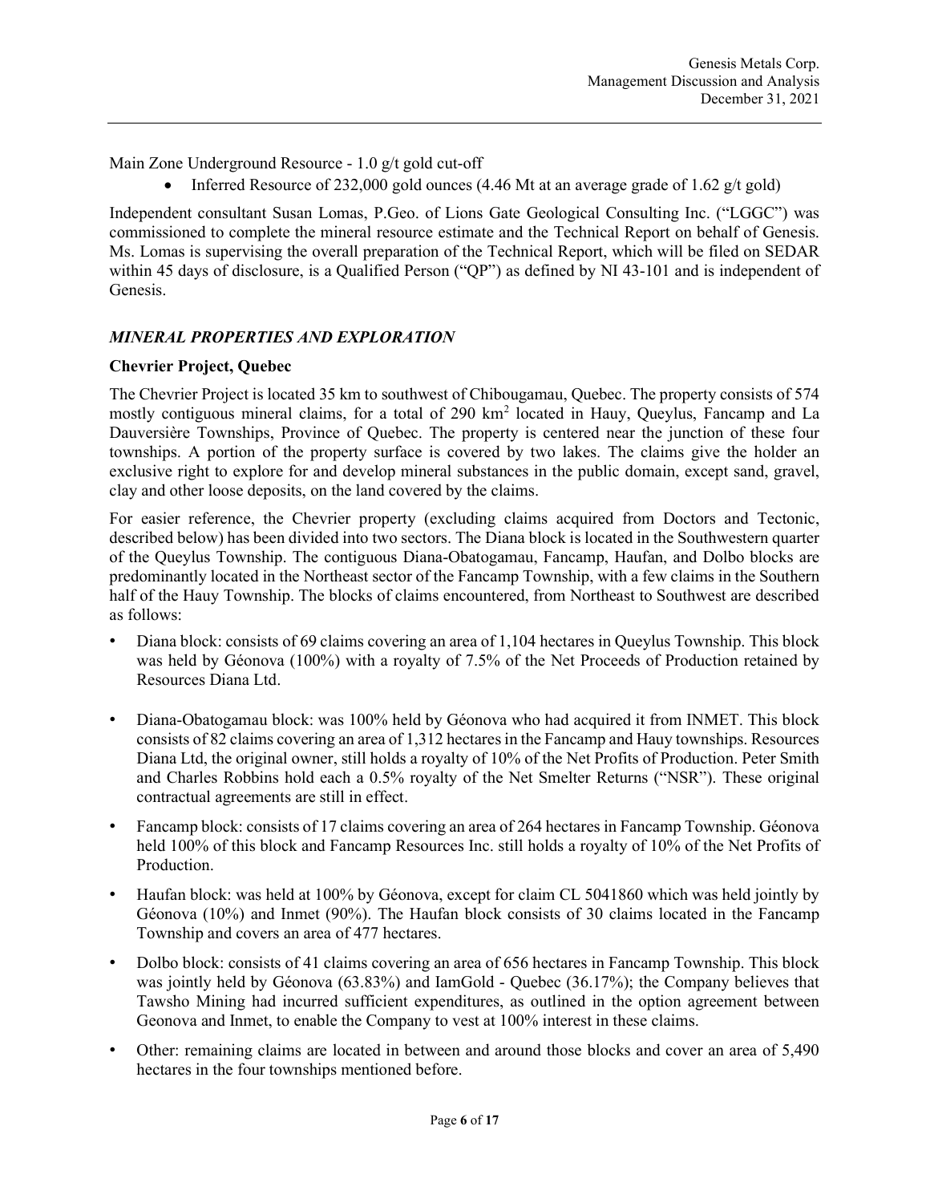Main Zone Underground Resource - 1.0 g/t gold cut-off

- Inferred Resource of 232,000 gold ounces (4.46 Mt at an average grade of 1.62 g/t gold)

Independent consultant Susan Lomas, P.Geo. of Lions Gate Geological Consulting Inc. ("LGGC") was commissioned to complete the mineral resource estimate and the Technical Report on behalf of Genesis. Ms. Lomas is supervising the overall preparation of the Technical Report, which will be filed on SEDAR within 45 days of disclosure, is a Qualified Person ("QP") as defined by NI 43-101 and is independent of Genesis.

## *MINERAL PROPERTIES AND EXPLORATION*

### Chevrier Project, Quebec

The Chevrier Project is located 35 km to southwest of Chibougamau, Quebec. The property consists of 574 mostly contiguous mineral claims, for a total of 290 km$^2$ located in Hauy, Queylus, Fancamp and La Dauversière Townships, Province of Quebec. The property is centered near the junction of these four townships. A portion of the property surface is covered by two lakes. The claims give the holder an exclusive right to explore for and develop mineral substances in the public domain, except sand, gravel, clay and other loose deposits, on the land covered by the claims.

For easier reference, the Chevrier property (excluding claims acquired from Doctors and Tectonic, described below) has been divided into two sectors. The Diana block is located in the Southwestern quarter of the Queylus Township. The contiguous Diana-Obatogamau, Fancamp, Haufan, and Dolbo blocks are predominantly located in the Northeast sector of the Fancamp Township, with a few claims in the Southern half of the Hauy Township. The blocks of claims encountered, from Northeast to Southwest are described as follows:

- Diana block: consists of 69 claims covering an area of 1,104 hectares in Queylus Township. This block was held by Géonova (100%) with a royalty of 7.5% of the Net Proceeds of Production retained by Resources Diana Ltd.
- Diana-Obatogamau block: was 100% held by Géonova who had acquired it from INMET. This block consists of 82 claims covering an area of 1,312 hectares in the Fancamp and Hauy townships. Resources Diana Ltd, the original owner, still holds a royalty of 10% of the Net Profits of Production. Peter Smith and Charles Robbins hold each a 0.5% royalty of the Net Smelter Returns ("NSR"). These original contractual agreements are still in effect.
- Fancamp block: consists of 17 claims covering an area of 264 hectares in Fancamp Township. Géonova held 100% of this block and Fancamp Resources Inc. still holds a royalty of 10% of the Net Profits of Production.
- Haufan block: was held at 100% by Géonova, except for claim CL 5041860 which was held jointly by Géonova (10%) and Inmet (90%). The Haufan block consists of 30 claims located in the Fancamp Township and covers an area of 477 hectares.
- Dolbo block: consists of 41 claims covering an area of 656 hectares in Fancamp Township. This block was jointly held by Géonova (63.83%) and IamGold - Quebec (36.17%); the Company believes that Tawsho Mining had incurred sufficient expenditures, as outlined in the option agreement between Geonova and Inmet, to enable the Company to vest at 100% interest in these claims.
- Other: remaining claims are located in between and around those blocks and cover an area of 5,490 hectares in the four townships mentioned before.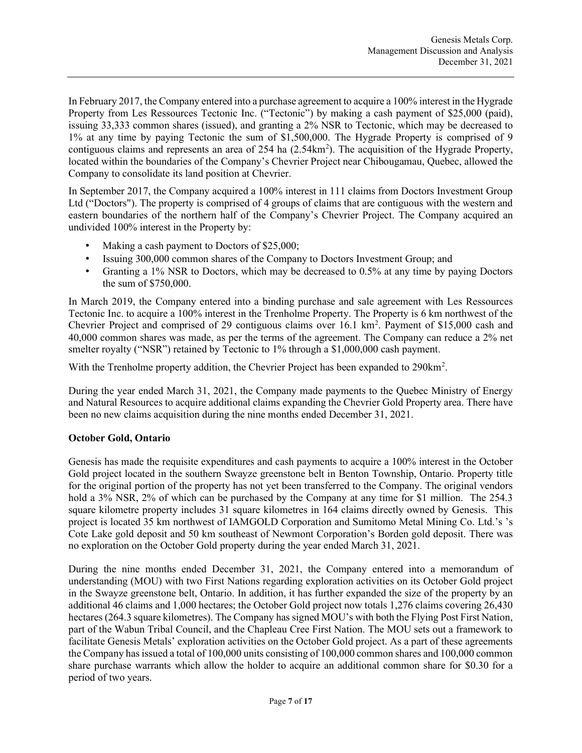In February 2017, the Company entered into a purchase agreement to acquire a 100% interest in the Hygrade Property from Les Ressources Tectonic Inc. ("Tectonic") by making a cash payment of $25,000 (paid), issuing 33,333 common shares (issued), and granting a 2% NSR to Tectonic, which may be decreased to 1% at any time by paying Tectonic the sum of $1,500,000. The Hygrade Property is comprised of 9 contiguous claims and represents an area of 254 ha (2.54km$^2$). The acquisition of the Hygrade Property, located within the boundaries of the Company's Chevrier Project near Chibougamau, Quebec, allowed the Company to consolidate its land position at Chevrier.

In September 2017, the Company acquired a 100% interest in 111 claims from Doctors Investment Group Ltd ("Doctors"). The property is comprised of 4 groups of claims that are contiguous with the western and eastern boundaries of the northern half of the Company's Chevrier Project. The Company acquired an undivided 100% interest in the Property by:

- Making a cash payment to Doctors of $25,000;
- Issuing 300,000 common shares of the Company to Doctors Investment Group; and
- Granting a 1% NSR to Doctors, which may be decreased to 0.5% at any time by paying Doctors the sum of $750,000.

In March 2019, the Company entered into a binding purchase and sale agreement with Les Ressources Tectonic Inc. to acquire a 100% interest in the Trenholme Property. The Property is 6 km northwest of the Chevrier Project and comprised of 29 contiguous claims over 16.1 km$^2$. Payment of $15,000 cash and 40,000 common shares was made, as per the terms of the agreement. The Company can reduce a 2% net smelter royalty ("NSR") retained by Tectonic to 1% through a $1,000,000 cash payment.

With the Trenholme property addition, the Chevrier Project has been expanded to 290km$^2$.

During the year ended March 31, 2021, the Company made payments to the Quebec Ministry of Energy and Natural Resources to acquire additional claims expanding the Chevrier Gold Property area. There have been no new claims acquisition during the nine months ended December 31, 2021.

**October Gold, Ontario**

Genesis has made the requisite expenditures and cash payments to acquire a 100% interest in the October Gold project located in the southern Swayze greenstone belt in Benton Township, Ontario. Property title for the original portion of the property has not yet been transferred to the Company. The original vendors hold a 3% NSR, 2% of which can be purchased by the Company at any time for $1 million. The 254.3 square kilometre property includes 31 square kilometres in 164 claims directly owned by Genesis. This project is located 35 km northwest of IAMGOLD Corporation and Sumitomo Metal Mining Co. Ltd.'s 's Cote Lake gold deposit and 50 km southeast of Newmont Corporation's Borden gold deposit. There was no exploration on the October Gold property during the year ended March 31, 2021.

During the nine months ended December 31, 2021, the Company entered into a memorandum of understanding (MOU) with two First Nations regarding exploration activities on its October Gold project in the Swayze greenstone belt, Ontario. In addition, it has further expanded the size of the property by an additional 46 claims and 1,000 hectares; the October Gold project now totals 1,276 claims covering 26,430 hectares (264.3 square kilometres). The Company has signed MOU's with both the Flying Post First Nation, part of the Wabun Tribal Council, and the Chapleau Cree First Nation. The MOU sets out a framework to facilitate Genesis Metals' exploration activities on the October Gold project. As a part of these agreements the Company has issued a total of 100,000 units consisting of 100,000 common shares and 100,000 common share purchase warrants which allow the holder to acquire an additional common share for $0.30 for a period of two years.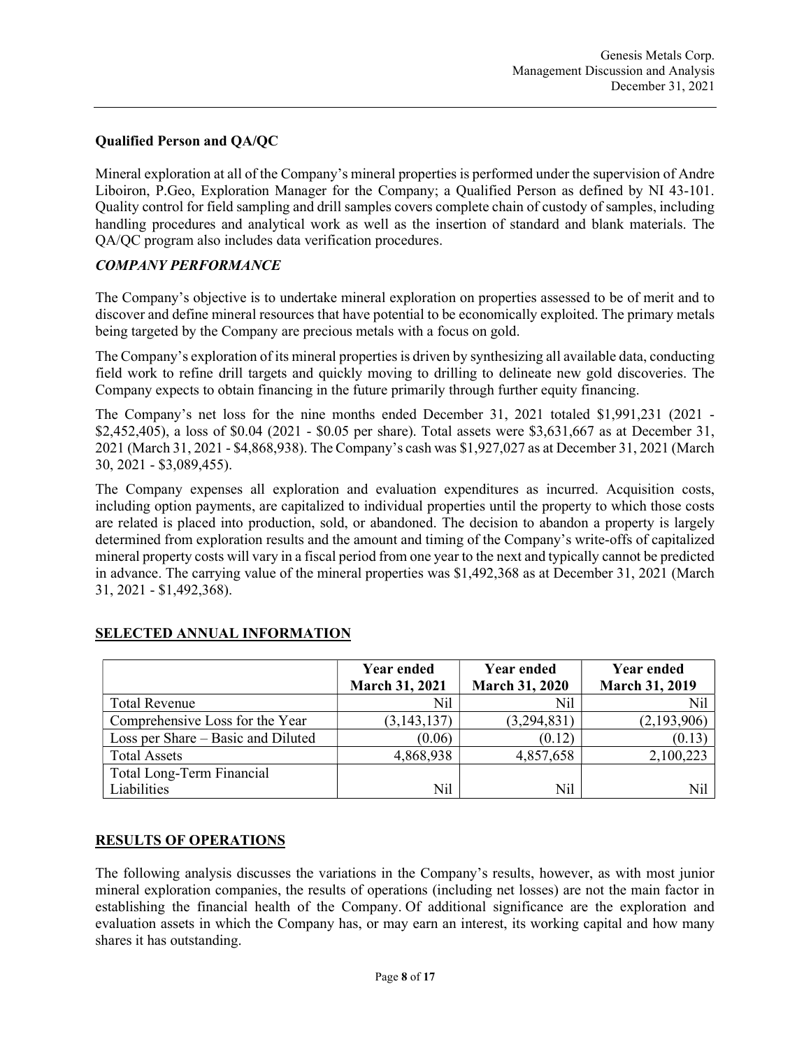### Qualified Person and QA/QC

Mineral exploration at all of the Company's mineral properties is performed under the supervision of Andre Liboiron, P.Geo, Exploration Manager for the Company; a Qualified Person as defined by NI 43-101. Quality control for field sampling and drill samples covers complete chain of custody of samples, including handling procedures and analytical work as well as the insertion of standard and blank materials. The QA/QC program also includes data verification procedures.

### *COMPANY PERFORMANCE*

The Company's objective is to undertake mineral exploration on properties assessed to be of merit and to discover and define mineral resources that have potential to be economically exploited. The primary metals being targeted by the Company are precious metals with a focus on gold.

The Company's exploration of its mineral properties is driven by synthesizing all available data, conducting field work to refine drill targets and quickly moving to drilling to delineate new gold discoveries. The Company expects to obtain financing in the future primarily through further equity financing.

The Company's net loss for the nine months ended December 31, 2021 totaled $1,991,231 (2021 - $2,452,405), a loss of $0.04 (2021 - $0.05 per share). Total assets were $3,631,667 as at December 31, 2021 (March 31, 2021 - $4,868,938). The Company's cash was $1,927,027 as at December 31, 2021 (March 30, 2021 - $3,089,455).

The Company expenses all exploration and evaluation expenditures as incurred. Acquisition costs, including option payments, are capitalized to individual properties until the property to which those costs are related is placed into production, sold, or abandoned. The decision to abandon a property is largely determined from exploration results and the amount and timing of the Company's write-offs of capitalized mineral property costs will vary in a fiscal period from one year to the next and typically cannot be predicted in advance. The carrying value of the mineral properties was $1,492,368 as at December 31, 2021 (March 31, 2021 - $1,492,368).

## SELECTED ANNUAL INFORMATION

| | **Year ended March 31, 2021** | **Year ended March 31, 2020** | **Year ended March 31, 2019** |
|---|---|---|---|
| Total Revenue | Nil | Nil | Nil |
| Comprehensive Loss for the Year | (3,143,137) | (3,294,831) | (2,193,906) |
| Loss per Share – Basic and Diluted | (0.06) | (0.12) | (0.13) |
| Total Assets | 4,868,938 | 4,857,658 | 2,100,223 |
| Total Long-Term Financial Liabilities | Nil | Nil | Nil |

## RESULTS OF OPERATIONS

The following analysis discusses the variations in the Company's results, however, as with most junior mineral exploration companies, the results of operations (including net losses) are not the main factor in establishing the financial health of the Company. Of additional significance are the exploration and evaluation assets in which the Company has, or may earn an interest, its working capital and how many shares it has outstanding.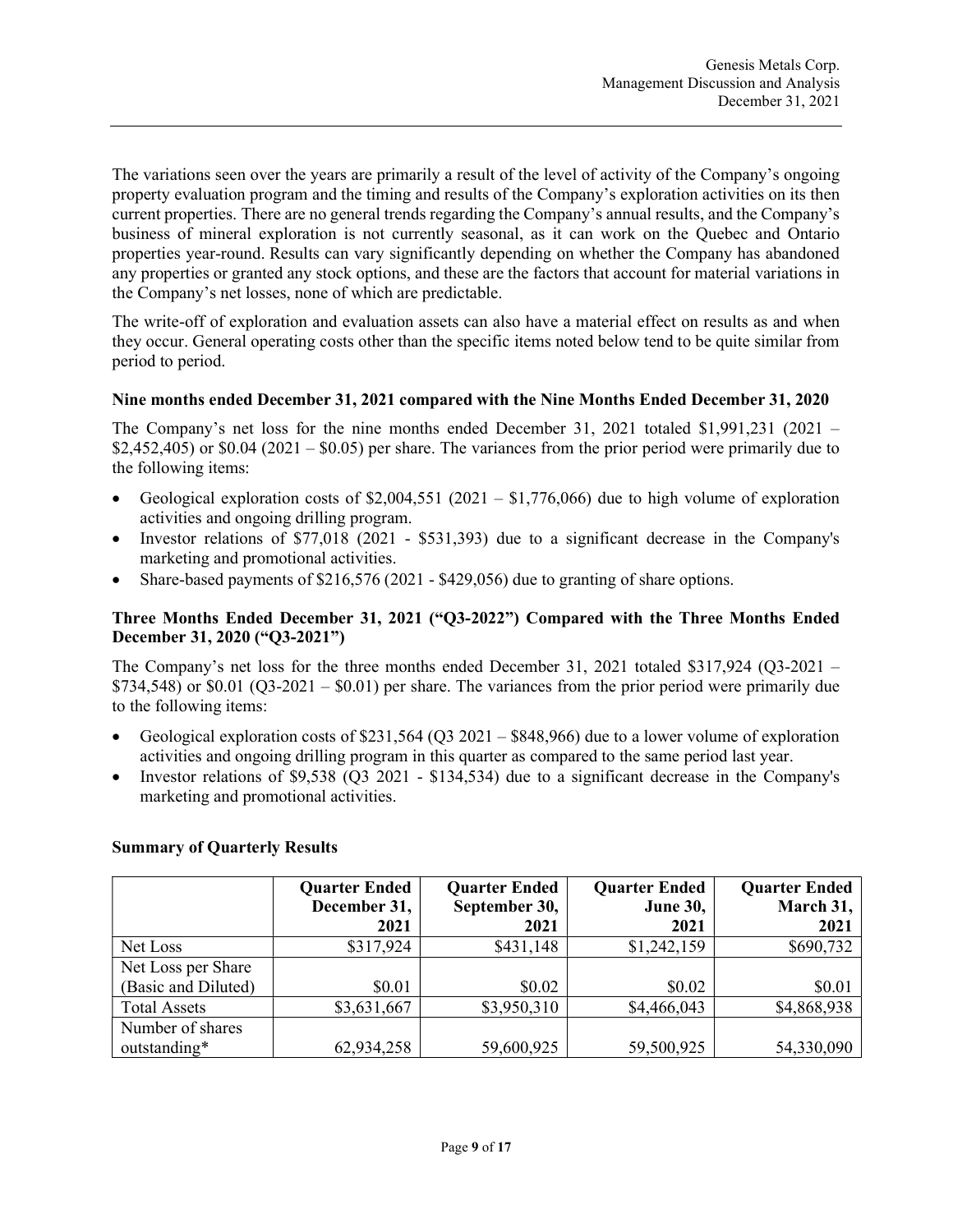The variations seen over the years are primarily a result of the level of activity of the Company's ongoing property evaluation program and the timing and results of the Company's exploration activities on its then current properties. There are no general trends regarding the Company's annual results, and the Company's business of mineral exploration is not currently seasonal, as it can work on the Quebec and Ontario properties year-round. Results can vary significantly depending on whether the Company has abandoned any properties or granted any stock options, and these are the factors that account for material variations in the Company's net losses, none of which are predictable.

The write-off of exploration and evaluation assets can also have a material effect on results as and when they occur. General operating costs other than the specific items noted below tend to be quite similar from period to period.

### Nine months ended December 31, 2021 compared with the Nine Months Ended December 31, 2020

The Company's net loss for the nine months ended December 31, 2021 totaled $1,991,231 (2021 – $2,452,405) or $0.04 (2021 – $0.05) per share. The variances from the prior period were primarily due to the following items:

- Geological exploration costs of $2,004,551 (2021 – $1,776,066) due to high volume of exploration activities and ongoing drilling program.
- Investor relations of $77,018 (2021 - $531,393) due to a significant decrease in the Company's marketing and promotional activities.
- Share-based payments of $216,576 (2021 - $429,056) due to granting of share options.

### Three Months Ended December 31, 2021 ("Q3-2022") Compared with the Three Months Ended December 31, 2020 ("Q3-2021")

The Company's net loss for the three months ended December 31, 2021 totaled $317,924 (Q3-2021 – $734,548) or $0.01 (Q3-2021 – $0.01) per share. The variances from the prior period were primarily due to the following items:

- Geological exploration costs of $231,564 (Q3 2021 – $848,966) due to a lower volume of exploration activities and ongoing drilling program in this quarter as compared to the same period last year.
- Investor relations of $9,538 (Q3 2021 - $134,534) due to a significant decrease in the Company's marketing and promotional activities.

### Summary of Quarterly Results

| | Quarter Ended December 31, 2021 | Quarter Ended September 30, 2021 | Quarter Ended June 30, 2021 | Quarter Ended March 31, 2021 |
|---|---|---|---|---|
| Net Loss | $317,924 | $431,148 | $1,242,159 | $690,732 |
| Net Loss per Share (Basic and Diluted) | $0.01 | $0.02 | $0.02 | $0.01 |
| Total Assets | $3,631,667 | $3,950,310 | $4,466,043 | $4,868,938 |
| Number of shares outstanding* | 62,934,258 | 59,600,925 | 59,500,925 | 54,330,090 |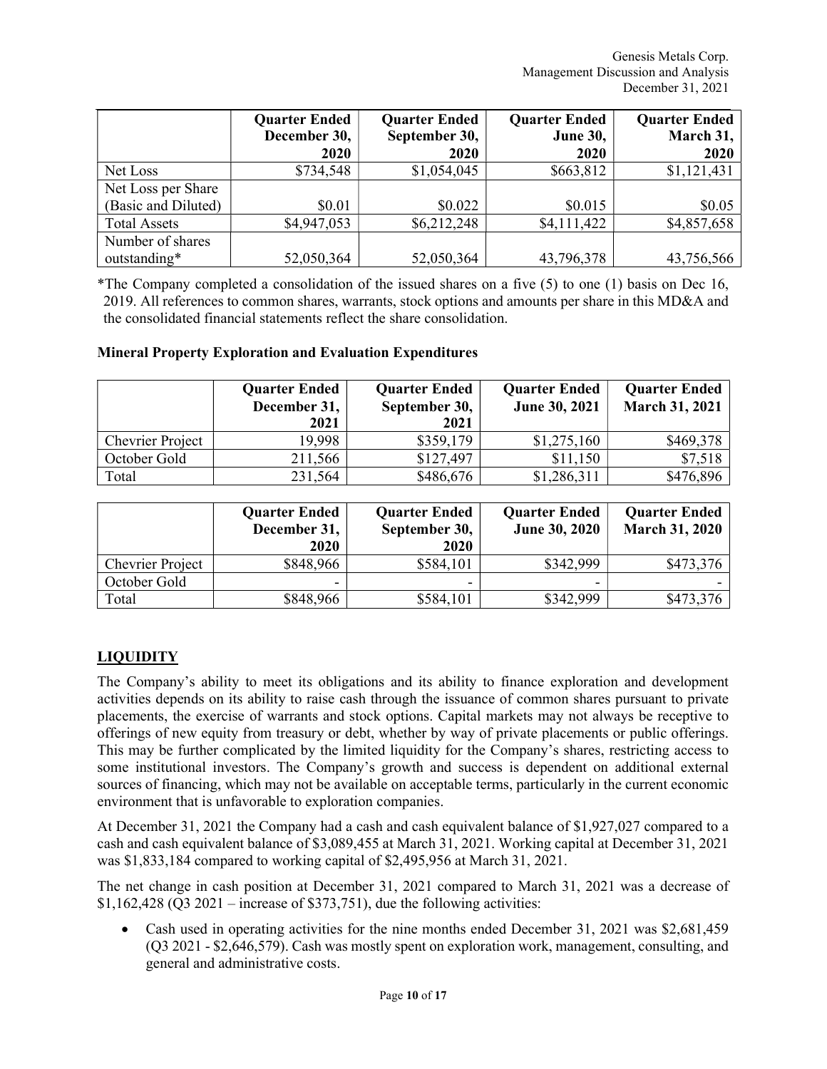| | Quarter Ended December 30, 2020 | Quarter Ended September 30, 2020 | Quarter Ended June 30, 2020 | Quarter Ended March 31, 2020 |
|---|---|---|---|---|
| Net Loss | $734,548 | $1,054,045 | $663,812 | $1,121,431 |
| Net Loss per Share (Basic and Diluted) | $0.01 | $0.022 | $0.015 | $0.05 |
| Total Assets | $4,947,053 | $6,212,248 | $4,111,422 | $4,857,658 |
| Number of shares outstanding* | 52,050,364 | 52,050,364 | 43,796,378 | 43,756,566 |

*The Company completed a consolidation of the issued shares on a five (5) to one (1) basis on Dec 16, 2019. All references to common shares, warrants, stock options and amounts per share in this MD&A and the consolidated financial statements reflect the share consolidation.

**Mineral Property Exploration and Evaluation Expenditures**

| | Quarter Ended December 31, 2021 | Quarter Ended September 30, 2021 | Quarter Ended June 30, 2021 | Quarter Ended March 31, 2021 |
|---|---|---|---|---|
| Chevrier Project | 19,998 | $359,179 | $1,275,160 | $469,378 |
| October Gold | 211,566 | $127,497 | $11,150 | $7,518 |
| Total | 231,564 | $486,676 | $1,286,311 | $476,896 |

| | Quarter Ended December 31, 2020 | Quarter Ended September 30, 2020 | Quarter Ended June 30, 2020 | Quarter Ended March 31, 2020 |
|---|---|---|---|---|
| Chevrier Project | $848,966 | $584,101 | $342,999 | $473,376 |
| October Gold | - | - | - | - |
| Total | $848,966 | $584,101 | $342,999 | $473,376 |

## LIQUIDITY

The Company's ability to meet its obligations and its ability to finance exploration and development activities depends on its ability to raise cash through the issuance of common shares pursuant to private placements, the exercise of warrants and stock options. Capital markets may not always be receptive to offerings of new equity from treasury or debt, whether by way of private placements or public offerings. This may be further complicated by the limited liquidity for the Company's shares, restricting access to some institutional investors. The Company's growth and success is dependent on additional external sources of financing, which may not be available on acceptable terms, particularly in the current economic environment that is unfavorable to exploration companies.

At December 31, 2021 the Company had a cash and cash equivalent balance of $1,927,027 compared to a cash and cash equivalent balance of $3,089,455 at March 31, 2021. Working capital at December 31, 2021 was $1,833,184 compared to working capital of $2,495,956 at March 31, 2021.

The net change in cash position at December 31, 2021 compared to March 31, 2021 was a decrease of $1,162,428 (Q3 2021 – increase of $373,751), due the following activities:

- Cash used in operating activities for the nine months ended December 31, 2021 was $2,681,459 (Q3 2021 - $2,646,579). Cash was mostly spent on exploration work, management, consulting, and general and administrative costs.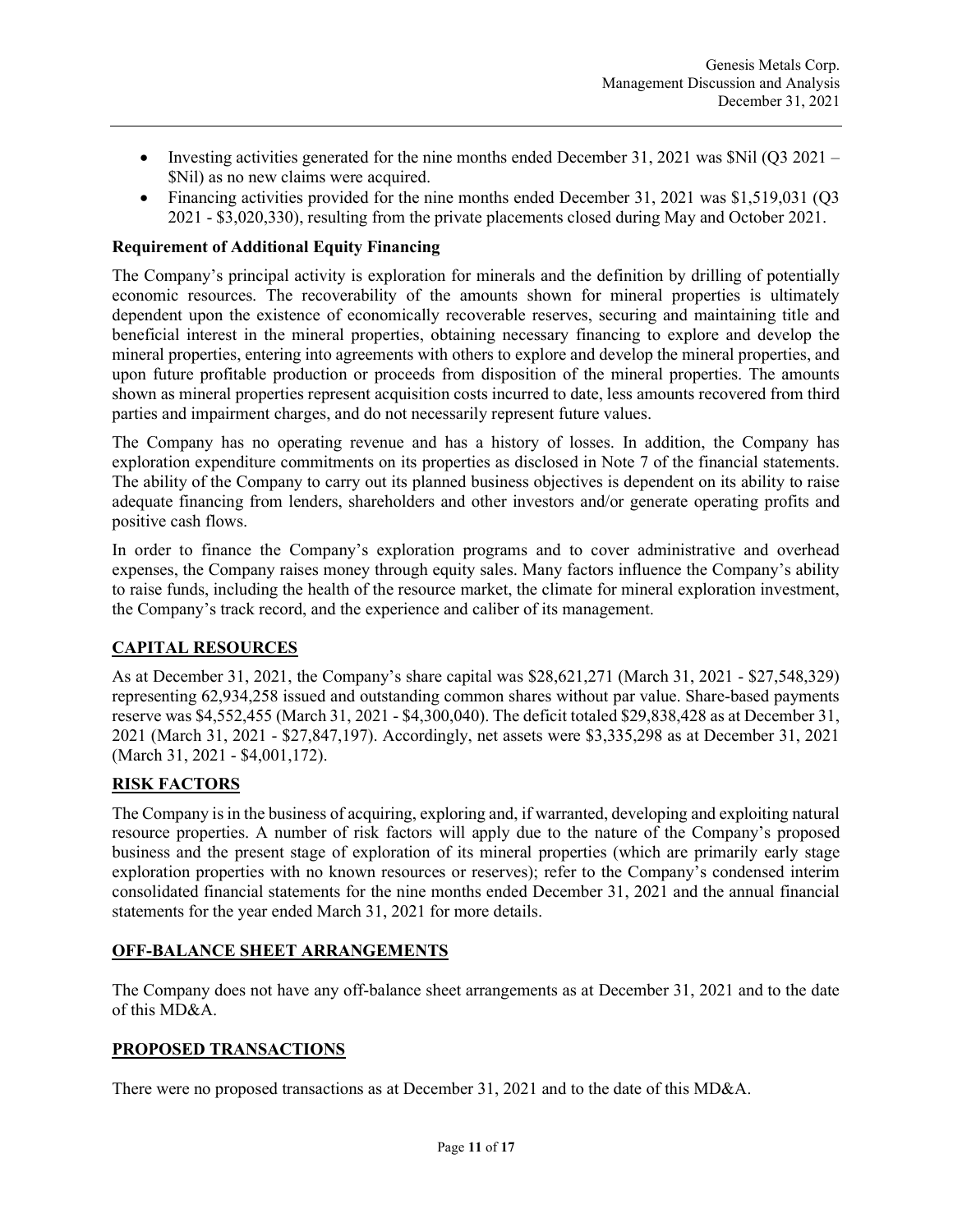- Investing activities generated for the nine months ended December 31, 2021 was $Nil (Q3 2021 – $Nil) as no new claims were acquired.
- Financing activities provided for the nine months ended December 31, 2021 was $1,519,031 (Q3 2021 - $3,020,330), resulting from the private placements closed during May and October 2021.

**Requirement of Additional Equity Financing**

The Company's principal activity is exploration for minerals and the definition by drilling of potentially economic resources. The recoverability of the amounts shown for mineral properties is ultimately dependent upon the existence of economically recoverable reserves, securing and maintaining title and beneficial interest in the mineral properties, obtaining necessary financing to explore and develop the mineral properties, entering into agreements with others to explore and develop the mineral properties, and upon future profitable production or proceeds from disposition of the mineral properties. The amounts shown as mineral properties represent acquisition costs incurred to date, less amounts recovered from third parties and impairment charges, and do not necessarily represent future values.

The Company has no operating revenue and has a history of losses. In addition, the Company has exploration expenditure commitments on its properties as disclosed in Note 7 of the financial statements. The ability of the Company to carry out its planned business objectives is dependent on its ability to raise adequate financing from lenders, shareholders and other investors and/or generate operating profits and positive cash flows.

In order to finance the Company's exploration programs and to cover administrative and overhead expenses, the Company raises money through equity sales. Many factors influence the Company's ability to raise funds, including the health of the resource market, the climate for mineral exploration investment, the Company's track record, and the experience and caliber of its management.

## CAPITAL RESOURCES

As at December 31, 2021, the Company's share capital was $28,621,271 (March 31, 2021 - $27,548,329) representing 62,934,258 issued and outstanding common shares without par value. Share-based payments reserve was $4,552,455 (March 31, 2021 - $4,300,040). The deficit totaled $29,838,428 as at December 31, 2021 (March 31, 2021 - $27,847,197). Accordingly, net assets were $3,335,298 as at December 31, 2021 (March 31, 2021 - $4,001,172).

## RISK FACTORS

The Company is in the business of acquiring, exploring and, if warranted, developing and exploiting natural resource properties. A number of risk factors will apply due to the nature of the Company's proposed business and the present stage of exploration of its mineral properties (which are primarily early stage exploration properties with no known resources or reserves); refer to the Company's condensed interim consolidated financial statements for the nine months ended December 31, 2021 and the annual financial statements for the year ended March 31, 2021 for more details.

## OFF-BALANCE SHEET ARRANGEMENTS

The Company does not have any off-balance sheet arrangements as at December 31, 2021 and to the date of this MD&A.

## PROPOSED TRANSACTIONS

There were no proposed transactions as at December 31, 2021 and to the date of this MD&A.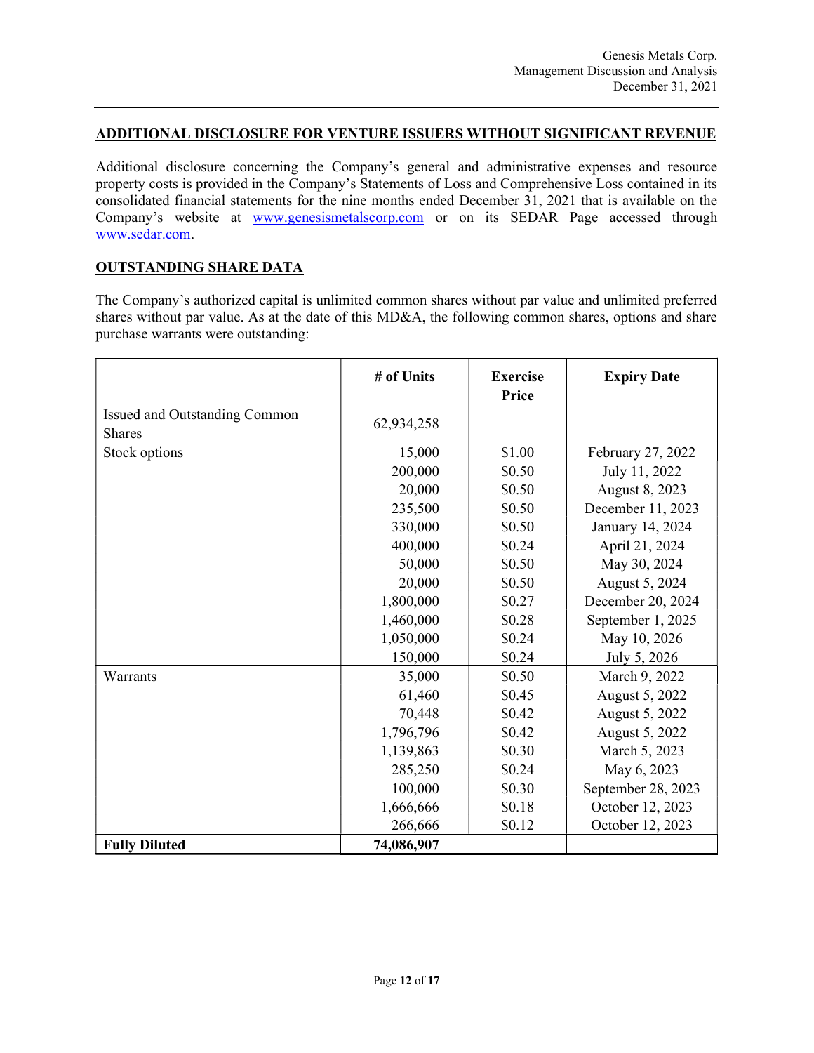## ADDITIONAL DISCLOSURE FOR VENTURE ISSUERS WITHOUT SIGNIFICANT REVENUE

Additional disclosure concerning the Company's general and administrative expenses and resource property costs is provided in the Company's Statements of Loss and Comprehensive Loss contained in its consolidated financial statements for the nine months ended December 31, 2021 that is available on the Company's website at www.genesismetalscorp.com or on its SEDAR Page accessed through www.sedar.com.

## OUTSTANDING SHARE DATA

The Company's authorized capital is unlimited common shares without par value and unlimited preferred shares without par value. As at the date of this MD&A, the following common shares, options and share purchase warrants were outstanding:

| | # of Units | Exercise Price | Expiry Date |
|---|---|---|---|
| Issued and Outstanding Common Shares | 62,934,258 | | |
| Stock options | 15,000 | $1.00 | February 27, 2022 |
| | 200,000 | $0.50 | July 11, 2022 |
| | 20,000 | $0.50 | August 8, 2023 |
| | 235,500 | $0.50 | December 11, 2023 |
| | 330,000 | $0.50 | January 14, 2024 |
| | 400,000 | $0.24 | April 21, 2024 |
| | 50,000 | $0.50 | May 30, 2024 |
| | 20,000 | $0.50 | August 5, 2024 |
| | 1,800,000 | $0.27 | December 20, 2024 |
| | 1,460,000 | $0.28 | September 1, 2025 |
| | 1,050,000 | $0.24 | May 10, 2026 |
| | 150,000 | $0.24 | July 5, 2026 |
| Warrants | 35,000 | $0.50 | March 9, 2022 |
| | 61,460 | $0.45 | August 5, 2022 |
| | 70,448 | $0.42 | August 5, 2022 |
| | 1,796,796 | $0.42 | August 5, 2022 |
| | 1,139,863 | $0.30 | March 5, 2023 |
| | 285,250 | $0.24 | May 6, 2023 |
| | 100,000 | $0.30 | September 28, 2023 |
| | 1,666,666 | $0.18 | October 12, 2023 |
| | 266,666 | $0.12 | October 12, 2023 |
| **Fully Diluted** | **74,086,907** | | |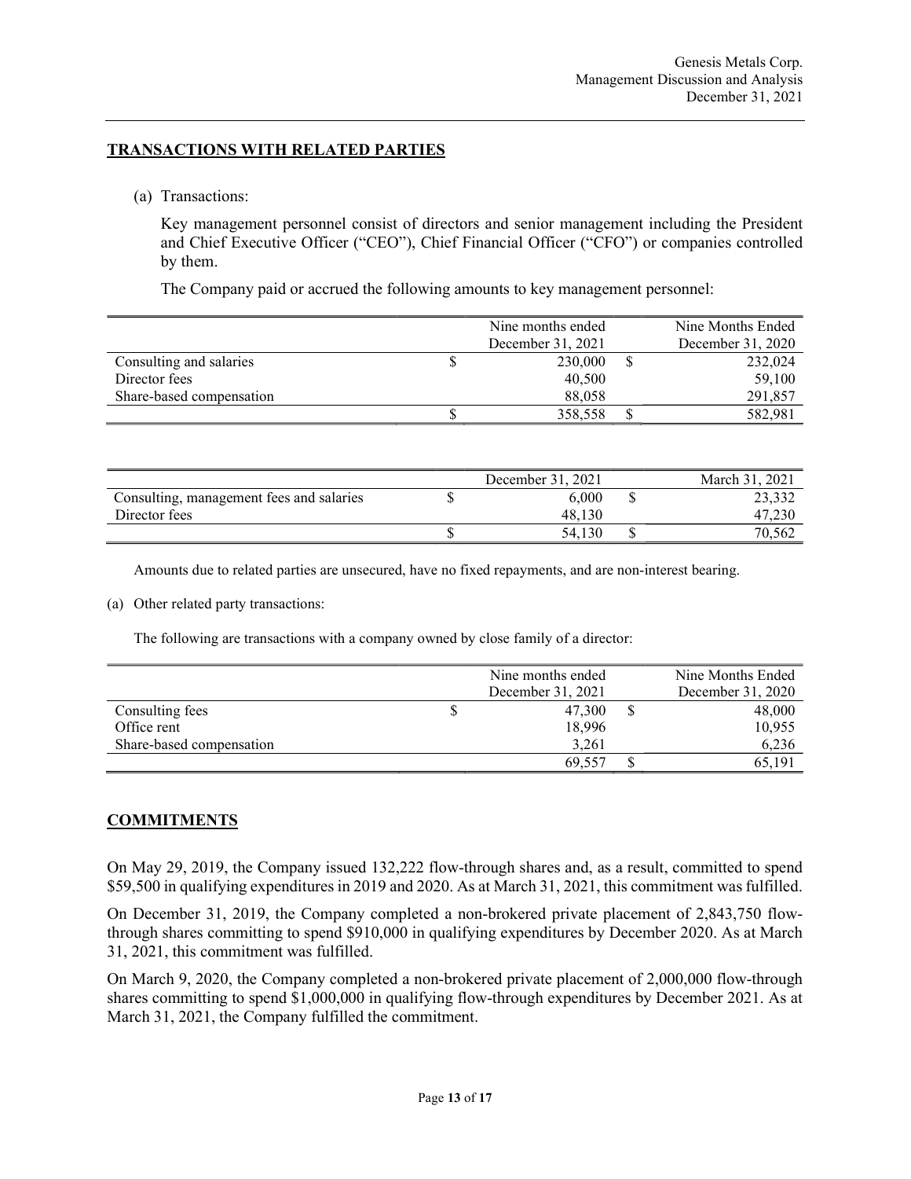## TRANSACTIONS WITH RELATED PARTIES

(a) Transactions:

Key management personnel consist of directors and senior management including the President and Chief Executive Officer ("CEO"), Chief Financial Officer ("CFO") or companies controlled by them.

The Company paid or accrued the following amounts to key management personnel:

| | Nine months ended December 31, 2021 | Nine Months Ended December 31, 2020 |
|---|---|---|
| Consulting and salaries | $ 230,000 | $ 232,024 |
| Director fees | 40,500 | 59,100 |
| Share-based compensation | 88,058 | 291,857 |
| | $ 358,558 | $ 582,981 |

| | December 31, 2021 | March 31, 2021 |
|---|---|---|
| Consulting, management fees and salaries | $ 6,000 | $ 23,332 |
| Director fees | 48,130 | 47,230 |
| | $ 54,130 | $ 70,562 |

Amounts due to related parties are unsecured, have no fixed repayments, and are non-interest bearing.

(a) Other related party transactions:

The following are transactions with a company owned by close family of a director:

| | Nine months ended December 31, 2021 | Nine Months Ended December 31, 2020 |
|---|---|---|
| Consulting fees | $ 47,300 | $ 48,000 |
| Office rent | 18,996 | 10,955 |
| Share-based compensation | 3,261 | 6,236 |
| | 69,557 | $ 65,191 |

## COMMITMENTS

On May 29, 2019, the Company issued 132,222 flow-through shares and, as a result, committed to spend $59,500 in qualifying expenditures in 2019 and 2020. As at March 31, 2021, this commitment was fulfilled.

On December 31, 2019, the Company completed a non-brokered private placement of 2,843,750 flow-through shares committing to spend $910,000 in qualifying expenditures by December 2020. As at March 31, 2021, this commitment was fulfilled.

On March 9, 2020, the Company completed a non-brokered private placement of 2,000,000 flow-through shares committing to spend $1,000,000 in qualifying flow-through expenditures by December 2021. As at March 31, 2021, the Company fulfilled the commitment.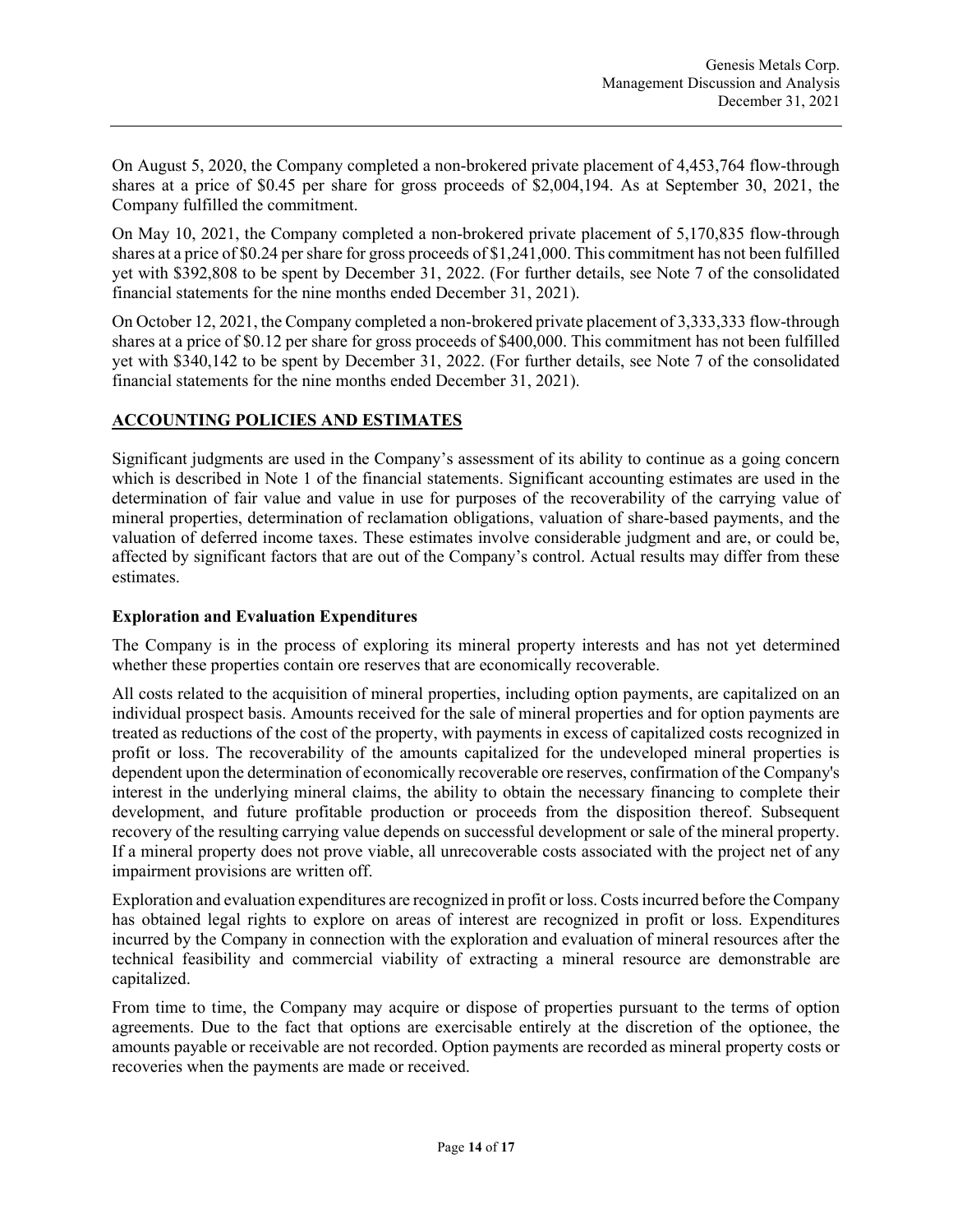On August 5, 2020, the Company completed a non-brokered private placement of 4,453,764 flow-through shares at a price of \$0.45 per share for gross proceeds of \$2,004,194. As at September 30, 2021, the Company fulfilled the commitment.

On May 10, 2021, the Company completed a non-brokered private placement of 5,170,835 flow-through shares at a price of \$0.24 per share for gross proceeds of \$1,241,000. This commitment has not been fulfilled yet with \$392,808 to be spent by December 31, 2022. (For further details, see Note 7 of the consolidated financial statements for the nine months ended December 31, 2021).

On October 12, 2021, the Company completed a non-brokered private placement of 3,333,333 flow-through shares at a price of \$0.12 per share for gross proceeds of \$400,000. This commitment has not been fulfilled yet with \$340,142 to be spent by December 31, 2022. (For further details, see Note 7 of the consolidated financial statements for the nine months ended December 31, 2021).

## ACCOUNTING POLICIES AND ESTIMATES

Significant judgments are used in the Company's assessment of its ability to continue as a going concern which is described in Note 1 of the financial statements. Significant accounting estimates are used in the determination of fair value and value in use for purposes of the recoverability of the carrying value of mineral properties, determination of reclamation obligations, valuation of share-based payments, and the valuation of deferred income taxes. These estimates involve considerable judgment and are, or could be, affected by significant factors that are out of the Company's control. Actual results may differ from these estimates.

### Exploration and Evaluation Expenditures

The Company is in the process of exploring its mineral property interests and has not yet determined whether these properties contain ore reserves that are economically recoverable.

All costs related to the acquisition of mineral properties, including option payments, are capitalized on an individual prospect basis. Amounts received for the sale of mineral properties and for option payments are treated as reductions of the cost of the property, with payments in excess of capitalized costs recognized in profit or loss. The recoverability of the amounts capitalized for the undeveloped mineral properties is dependent upon the determination of economically recoverable ore reserves, confirmation of the Company's interest in the underlying mineral claims, the ability to obtain the necessary financing to complete their development, and future profitable production or proceeds from the disposition thereof. Subsequent recovery of the resulting carrying value depends on successful development or sale of the mineral property. If a mineral property does not prove viable, all unrecoverable costs associated with the project net of any impairment provisions are written off.

Exploration and evaluation expenditures are recognized in profit or loss. Costs incurred before the Company has obtained legal rights to explore on areas of interest are recognized in profit or loss. Expenditures incurred by the Company in connection with the exploration and evaluation of mineral resources after the technical feasibility and commercial viability of extracting a mineral resource are demonstrable are capitalized.

From time to time, the Company may acquire or dispose of properties pursuant to the terms of option agreements. Due to the fact that options are exercisable entirely at the discretion of the optionee, the amounts payable or receivable are not recorded. Option payments are recorded as mineral property costs or recoveries when the payments are made or received.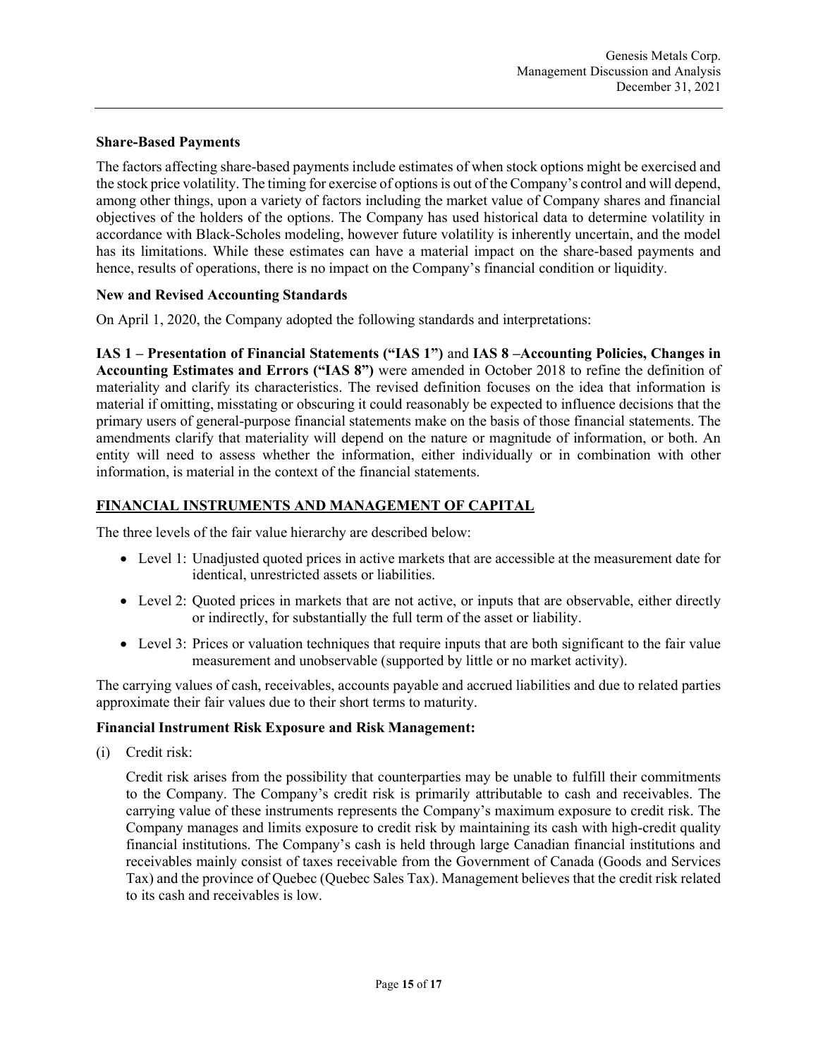### Share-Based Payments

The factors affecting share-based payments include estimates of when stock options might be exercised and the stock price volatility. The timing for exercise of options is out of the Company's control and will depend, among other things, upon a variety of factors including the market value of Company shares and financial objectives of the holders of the options. The Company has used historical data to determine volatility in accordance with Black-Scholes modeling, however future volatility is inherently uncertain, and the model has its limitations. While these estimates can have a material impact on the share-based payments and hence, results of operations, there is no impact on the Company's financial condition or liquidity.

### New and Revised Accounting Standards

On April 1, 2020, the Company adopted the following standards and interpretations:

**IAS 1 – Presentation of Financial Statements ("IAS 1")** and **IAS 8 –Accounting Policies, Changes in Accounting Estimates and Errors ("IAS 8")** were amended in October 2018 to refine the definition of materiality and clarify its characteristics. The revised definition focuses on the idea that information is material if omitting, misstating or obscuring it could reasonably be expected to influence decisions that the primary users of general-purpose financial statements make on the basis of those financial statements. The amendments clarify that materiality will depend on the nature or magnitude of information, or both. An entity will need to assess whether the information, either individually or in combination with other information, is material in the context of the financial statements.

## FINANCIAL INSTRUMENTS AND MANAGEMENT OF CAPITAL

The three levels of the fair value hierarchy are described below:

- Level 1: Unadjusted quoted prices in active markets that are accessible at the measurement date for identical, unrestricted assets or liabilities.
- Level 2: Quoted prices in markets that are not active, or inputs that are observable, either directly or indirectly, for substantially the full term of the asset or liability.
- Level 3: Prices or valuation techniques that require inputs that are both significant to the fair value measurement and unobservable (supported by little or no market activity).

The carrying values of cash, receivables, accounts payable and accrued liabilities and due to related parties approximate their fair values due to their short terms to maturity.

### Financial Instrument Risk Exposure and Risk Management:

(i) Credit risk:

Credit risk arises from the possibility that counterparties may be unable to fulfill their commitments to the Company. The Company's credit risk is primarily attributable to cash and receivables. The carrying value of these instruments represents the Company's maximum exposure to credit risk. The Company manages and limits exposure to credit risk by maintaining its cash with high-credit quality financial institutions. The Company's cash is held through large Canadian financial institutions and receivables mainly consist of taxes receivable from the Government of Canada (Goods and Services Tax) and the province of Quebec (Quebec Sales Tax). Management believes that the credit risk related to its cash and receivables is low.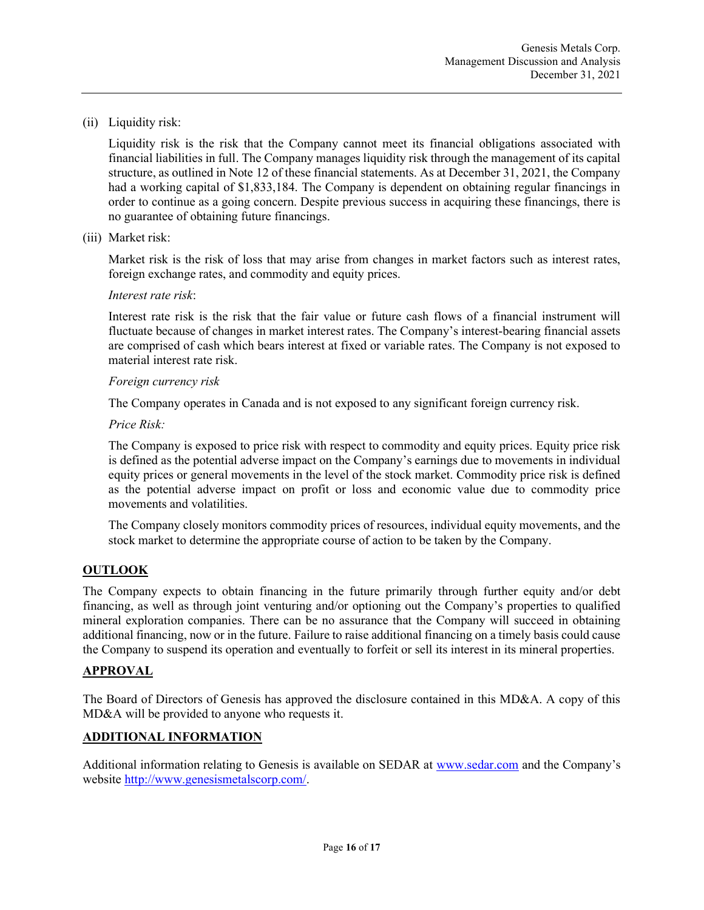(ii) Liquidity risk:

Liquidity risk is the risk that the Company cannot meet its financial obligations associated with financial liabilities in full. The Company manages liquidity risk through the management of its capital structure, as outlined in Note 12 of these financial statements. As at December 31, 2021, the Company had a working capital of $1,833,184. The Company is dependent on obtaining regular financings in order to continue as a going concern. Despite previous success in acquiring these financings, there is no guarantee of obtaining future financings.

(iii) Market risk:

Market risk is the risk of loss that may arise from changes in market factors such as interest rates, foreign exchange rates, and commodity and equity prices.

*Interest rate risk*:

Interest rate risk is the risk that the fair value or future cash flows of a financial instrument will fluctuate because of changes in market interest rates. The Company's interest-bearing financial assets are comprised of cash which bears interest at fixed or variable rates. The Company is not exposed to material interest rate risk.

*Foreign currency risk*

The Company operates in Canada and is not exposed to any significant foreign currency risk.

*Price Risk:*

The Company is exposed to price risk with respect to commodity and equity prices. Equity price risk is defined as the potential adverse impact on the Company's earnings due to movements in individual equity prices or general movements in the level of the stock market. Commodity price risk is defined as the potential adverse impact on profit or loss and economic value due to commodity price movements and volatilities.

The Company closely monitors commodity prices of resources, individual equity movements, and the stock market to determine the appropriate course of action to be taken by the Company.

## OUTLOOK

The Company expects to obtain financing in the future primarily through further equity and/or debt financing, as well as through joint venturing and/or optioning out the Company's properties to qualified mineral exploration companies. There can be no assurance that the Company will succeed in obtaining additional financing, now or in the future. Failure to raise additional financing on a timely basis could cause the Company to suspend its operation and eventually to forfeit or sell its interest in its mineral properties.

## APPROVAL

The Board of Directors of Genesis has approved the disclosure contained in this MD&A. A copy of this MD&A will be provided to anyone who requests it.

## ADDITIONAL INFORMATION

Additional information relating to Genesis is available on SEDAR at [www.sedar.com](www.sedar.com) and the Company's website [http://www.genesismetalscorp.com/](http://www.genesismetalscorp.com/).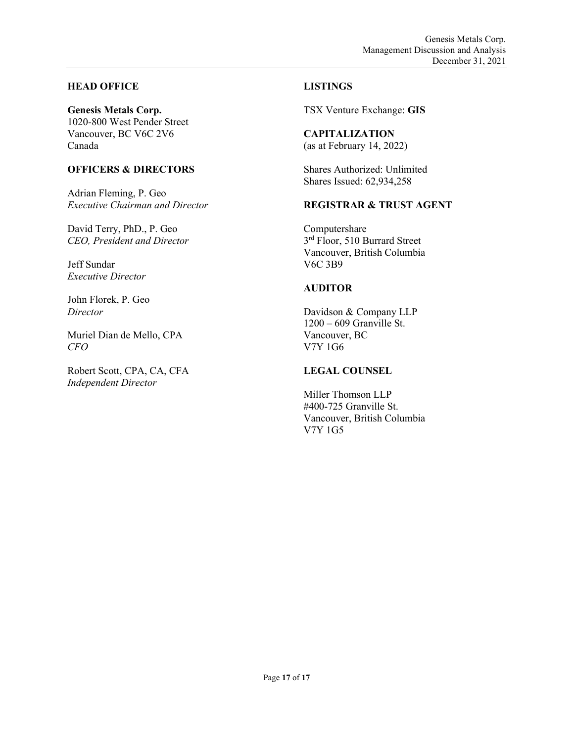## HEAD OFFICE

**Genesis Metals Corp.**
1020-800 West Pender Street
Vancouver, BC V6C 2V6
Canada

## OFFICERS & DIRECTORS

Adrian Fleming, P. Geo
*Executive Chairman and Director*

David Terry, PhD., P. Geo
*CEO, President and Director*

Jeff Sundar
*Executive Director*

John Florek, P. Geo
*Director*

Muriel Dian de Mello, CPA
*CFO*

Robert Scott, CPA, CA, CFA
*Independent Director*

## LISTINGS

TSX Venture Exchange: **GIS**

## CAPITALIZATION
(as at February 14, 2022)

Shares Authorized: Unlimited
Shares Issued: 62,934,258

## REGISTRAR & TRUST AGENT

Computershare
3rd Floor, 510 Burrard Street
Vancouver, British Columbia
V6C 3B9

## AUDITOR

Davidson & Company LLP
1200 – 609 Granville St.
Vancouver, BC
V7Y 1G6

## LEGAL COUNSEL

Miller Thomson LLP
#400-725 Granville St.
Vancouver, British Columbia
V7Y 1G5